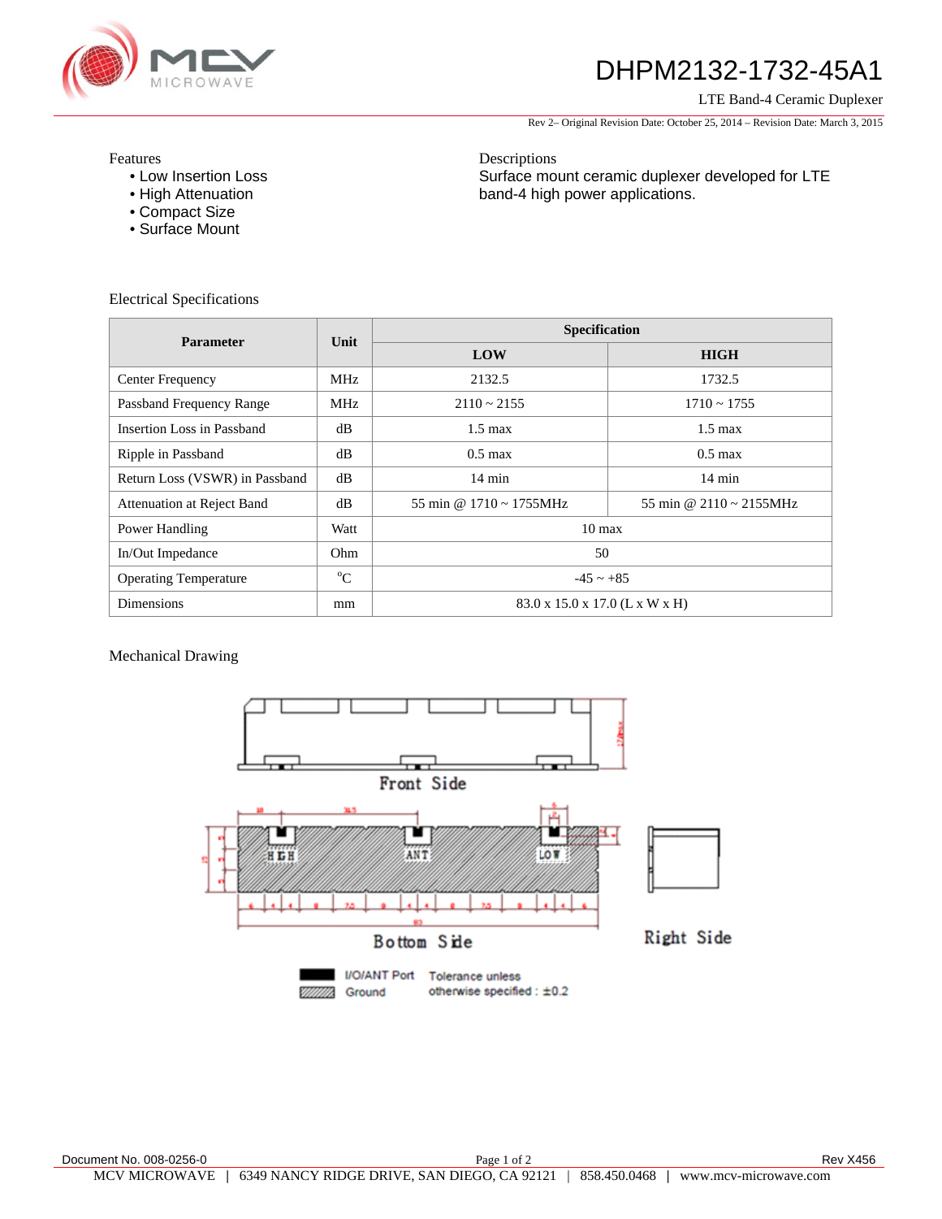# DHPM2132-1732-45A1

LTE Band-4 Ceramic Duplexer

Rev 2– Original Revision Date: October 25, 2014 – Revision Date: March 3, 2015

## Features

- Low Insertion Loss
- High Attenuation
- Compact Size
- Surface Mount

## Descriptions

Surface mount ceramic duplexer developed for LTE band-4 high power applications.

## Electrical Specifications

| Parameter | Unit | Specification | |
|---|---|---|---|
| | | LOW | HIGH |
| Center Frequency | MHz | 2132.5 | 1732.5 |
| Passband Frequency Range | MHz | 2110 ~ 2155 | 1710 ~ 1755 |
| Insertion Loss in Passband | dB | 1.5 max | 1.5 max |
| Ripple in Passband | dB | 0.5 max | 0.5 max |
| Return Loss (VSWR) in Passband | dB | 14 min | 14 min |
| Attenuation at Reject Band | dB | 55 min @ 1710 ~ 1755MHz | 55 min @ 2110 ~ 2155MHz |
| Power Handling | Watt | 10 max | |
| In/Out Impedance | Ohm | 50 | |
| Operating Temperature | °C | -45 ~ +85 | |
| Dimensions | mm | 83.0 x 15.0 x 17.0 (L x W x H) | |

## Mechanical Drawing

Front Side

Bottom Side

Right Side

I/O/ANT Port

Ground

Tolerance unless otherwise specified : ±0.2

Document No. 008-0256-0

Rev X456

MCV MICROWAVE | 6349 NANCY RIDGE DRIVE, SAN DIEGO, CA 92121 | 858.450.0468 | www.mcv-microwave.com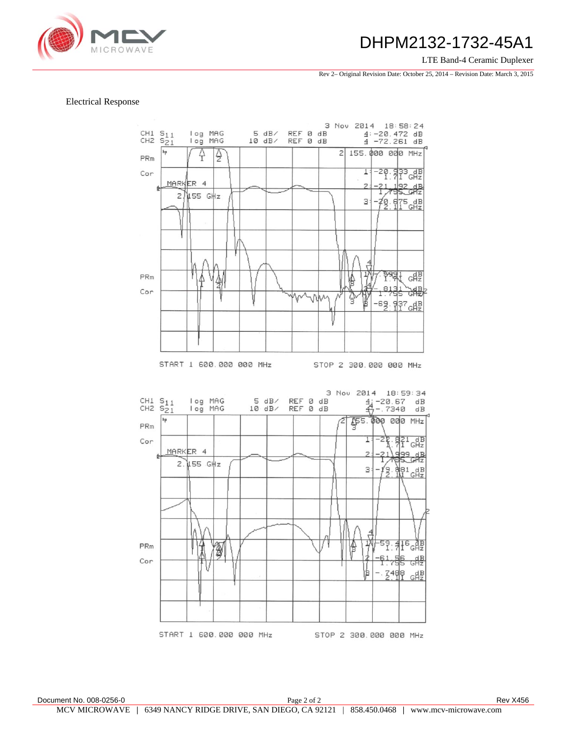# DHPM2132-1732-45A1

LTE Band-4 Ceramic Duplexer

Rev 2– Original Revision Date: October 25, 2014 – Revision Date: March 3, 2015

Electrical Response

3 Nov 2014 18:58:24

CH1 $S_{11}$ log MAG 5 dB/ REF 0 dB 4:-20.472 dB

CH2 $S_{21}$ log MAG 10 dB/ REF 0 dB 4 -72.261 dB

2 155.000 000 MHz

1:-20.933 dB 1.71 GHz

2:-21.192 dB 1.755 GHz

3:-20.675 dB 2.11 GHz

MARKER 4

2.155 GHz

1:-59.91 dB 1.71 GHz

2:-81.31 dB 1.755 GHz

3:-69.937 dB 2.11 GHz

PRm

Cor

START 1 600.000 000 MHz STOP 2 300.000 000 MHz

3 Nov 2014 18:59:34

CH1 $S_{11}$ log MAG 5 dB/ REF 0 dB 4:-20.67 dB

CH2 $S_{21}$ log MAG 10 dB/ REF 0 dB 4:-.7340 dB

2 155.000 000 MHz

1:-22.821 dB 1.71 GHz

2:-21.399 dB 1.755 GHz

3:-19.881 dB 2.11 GHz

MARKER 4

2.155 GHz

1:-59.416 dB 1.71 GHz

2:-61.56 dB 1.755 GHz

3:-.7488 dB 2.11 GHz

PRm

Cor

START 1 600.000 000 MHz STOP 2 300.000 000 MHz

Document No. 008-0256-0

Rev X456

MCV MICROWAVE | 6349 NANCY RIDGE DRIVE, SAN DIEGO, CA 92121 | 858.450.0468 | www.mcv-microwave.com